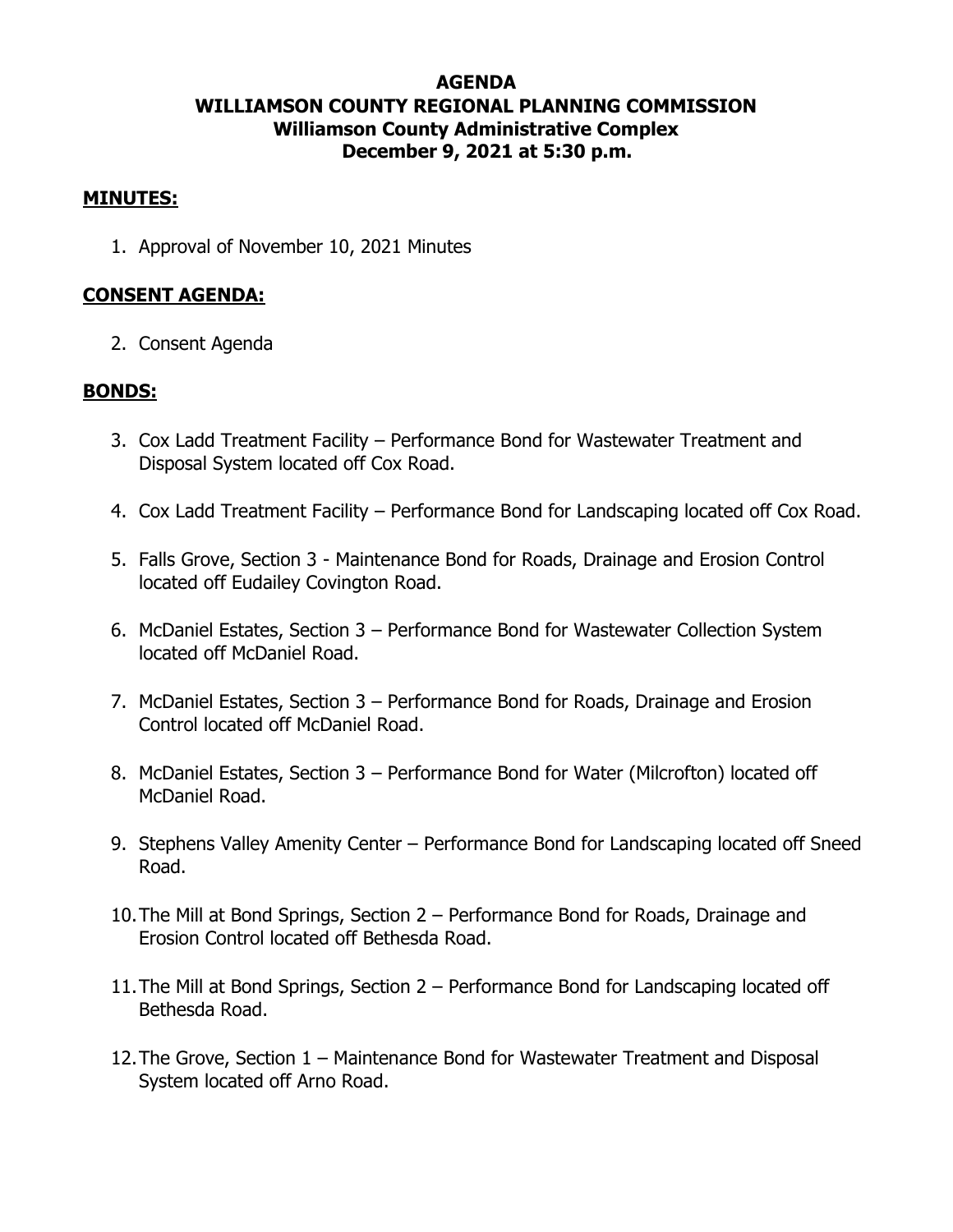# AGENDA
# WILLIAMSON COUNTY REGIONAL PLANNING COMMISSION
## Williamson County Administrative Complex
## December 9, 2021 at 5:30 p.m.

**MINUTES:**

1. Approval of November 10, 2021 Minutes

**CONSENT AGENDA:**

2. Consent Agenda

**BONDS:**

3. Cox Ladd Treatment Facility – Performance Bond for Wastewater Treatment and Disposal System located off Cox Road.
4. Cox Ladd Treatment Facility – Performance Bond for Landscaping located off Cox Road.
5. Falls Grove, Section 3 - Maintenance Bond for Roads, Drainage and Erosion Control located off Eudailey Covington Road.
6. McDaniel Estates, Section 3 – Performance Bond for Wastewater Collection System located off McDaniel Road.
7. McDaniel Estates, Section 3 – Performance Bond for Roads, Drainage and Erosion Control located off McDaniel Road.
8. McDaniel Estates, Section 3 – Performance Bond for Water (Milcrofton) located off McDaniel Road.
9. Stephens Valley Amenity Center – Performance Bond for Landscaping located off Sneed Road.
10. The Mill at Bond Springs, Section 2 – Performance Bond for Roads, Drainage and Erosion Control located off Bethesda Road.
11. The Mill at Bond Springs, Section 2 – Performance Bond for Landscaping located off Bethesda Road.
12. The Grove, Section 1 – Maintenance Bond for Wastewater Treatment and Disposal System located off Arno Road.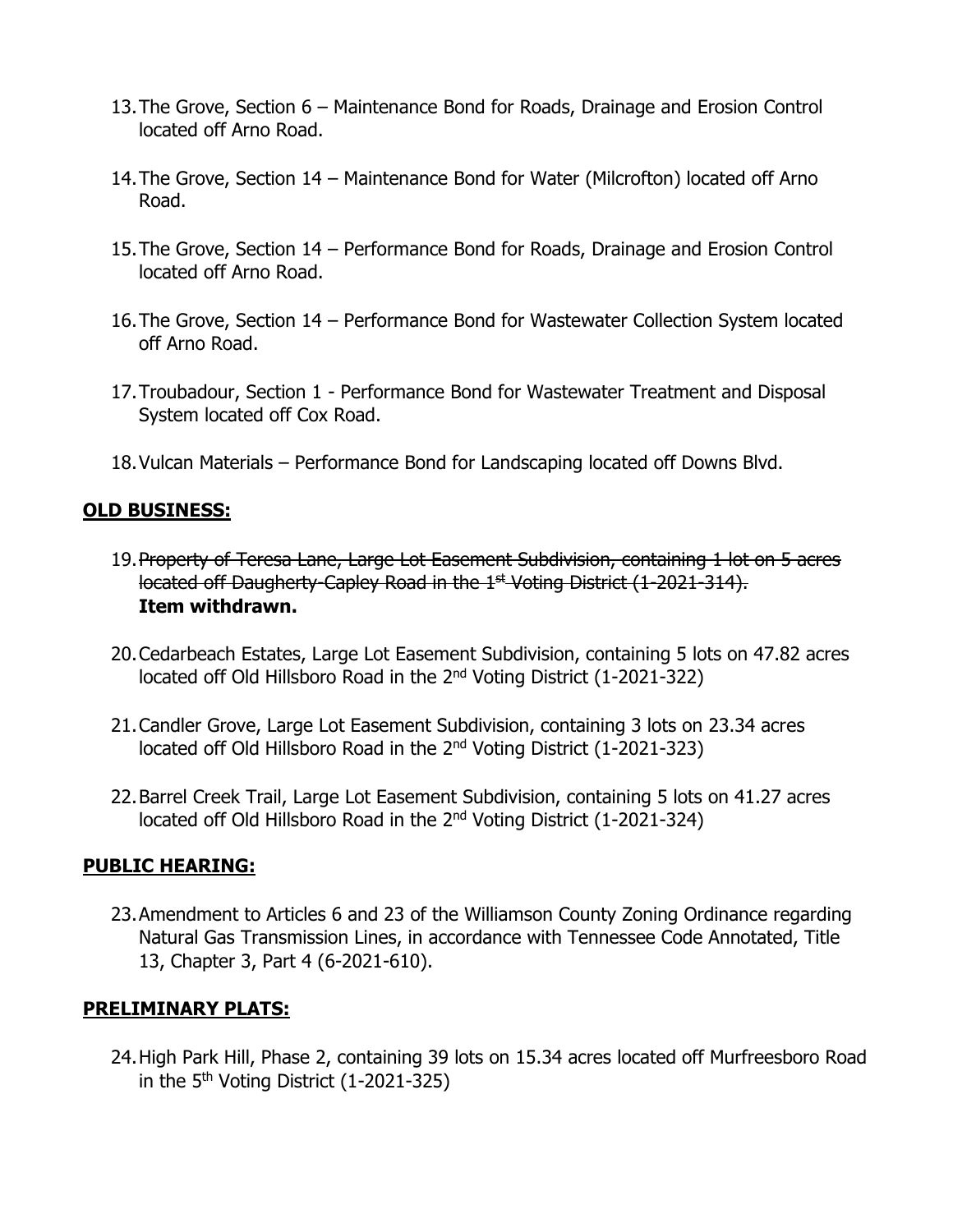13. The Grove, Section 6 – Maintenance Bond for Roads, Drainage and Erosion Control located off Arno Road.

14. The Grove, Section 14 – Maintenance Bond for Water (Milcrofton) located off Arno Road.

15. The Grove, Section 14 – Performance Bond for Roads, Drainage and Erosion Control located off Arno Road.

16. The Grove, Section 14 – Performance Bond for Wastewater Collection System located off Arno Road.

17. Troubadour, Section 1 - Performance Bond for Wastewater Treatment and Disposal System located off Cox Road.

18. Vulcan Materials – Performance Bond for Landscaping located off Downs Blvd.

## OLD BUSINESS:

19. ~~Property of Teresa Lane, Large Lot Easement Subdivision, containing 1 lot on 5 acres located off Daugherty-Capley Road in the 1st Voting District (1-2021-314).~~
    **Item withdrawn.**

20. Cedarbeach Estates, Large Lot Easement Subdivision, containing 5 lots on 47.82 acres located off Old Hillsboro Road in the 2nd Voting District (1-2021-322)

21. Candler Grove, Large Lot Easement Subdivision, containing 3 lots on 23.34 acres located off Old Hillsboro Road in the 2nd Voting District (1-2021-323)

22. Barrel Creek Trail, Large Lot Easement Subdivision, containing 5 lots on 41.27 acres located off Old Hillsboro Road in the 2nd Voting District (1-2021-324)

## PUBLIC HEARING:

23. Amendment to Articles 6 and 23 of the Williamson County Zoning Ordinance regarding Natural Gas Transmission Lines, in accordance with Tennessee Code Annotated, Title 13, Chapter 3, Part 4 (6-2021-610).

## PRELIMINARY PLATS:

24. High Park Hill, Phase 2, containing 39 lots on 15.34 acres located off Murfreesboro Road in the 5th Voting District (1-2021-325)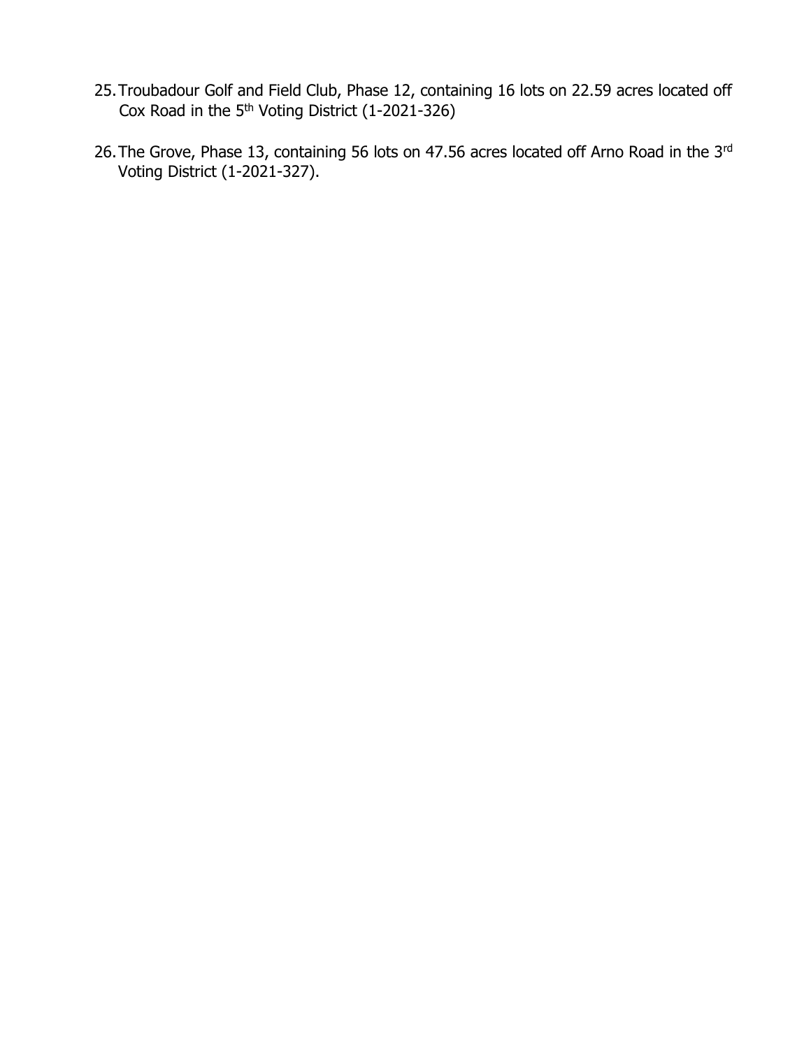25. Troubadour Golf and Field Club, Phase 12, containing 16 lots on 22.59 acres located off Cox Road in the 5th Voting District (1-2021-326)

26. The Grove, Phase 13, containing 56 lots on 47.56 acres located off Arno Road in the 3rd Voting District (1-2021-327).